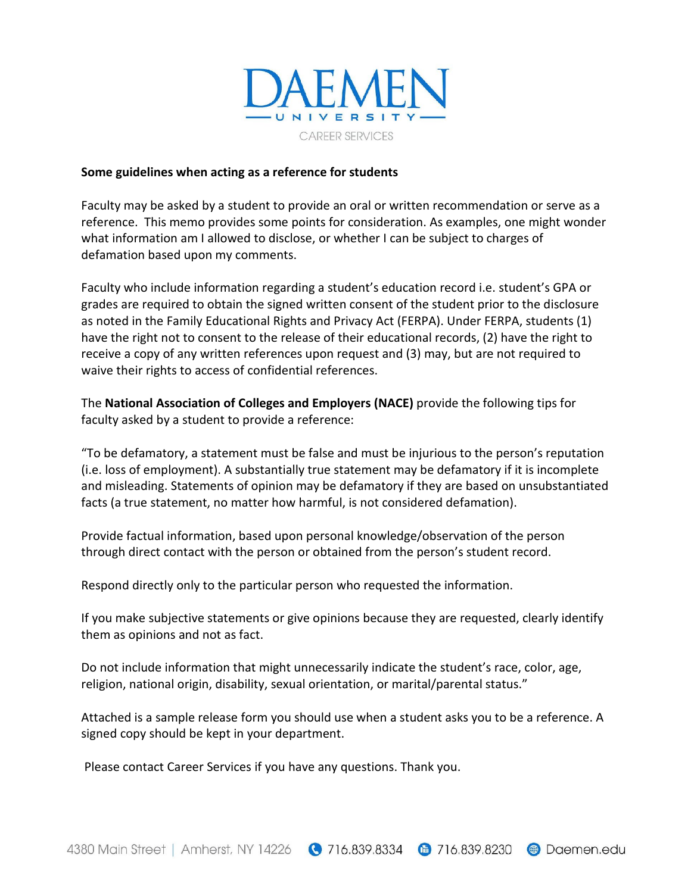# DAEMEN UNIVERSITY

CAREER SERVICES

**Some guidelines when acting as a reference for students**

Faculty may be asked by a student to provide an oral or written recommendation or serve as a reference. This memo provides some points for consideration. As examples, one might wonder what information am I allowed to disclose, or whether I can be subject to charges of defamation based upon my comments.

Faculty who include information regarding a student's education record i.e. student's GPA or grades are required to obtain the signed written consent of the student prior to the disclosure as noted in the Family Educational Rights and Privacy Act (FERPA). Under FERPA, students (1) have the right not to consent to the release of their educational records, (2) have the right to receive a copy of any written references upon request and (3) may, but are not required to waive their rights to access of confidential references.

The **National Association of Colleges and Employers (NACE)** provide the following tips for faculty asked by a student to provide a reference:

"To be defamatory, a statement must be false and must be injurious to the person's reputation (i.e. loss of employment). A substantially true statement may be defamatory if it is incomplete and misleading. Statements of opinion may be defamatory if they are based on unsubstantiated facts (a true statement, no matter how harmful, is not considered defamation).

Provide factual information, based upon personal knowledge/observation of the person through direct contact with the person or obtained from the person's student record.

Respond directly only to the particular person who requested the information.

If you make subjective statements or give opinions because they are requested, clearly identify them as opinions and not as fact.

Do not include information that might unnecessarily indicate the student's race, color, age, religion, national origin, disability, sexual orientation, or marital/parental status."

Attached is a sample release form you should use when a student asks you to be a reference. A signed copy should be kept in your department.

Please contact Career Services if you have any questions. Thank you.

4380 Main Street | Amherst, NY 14226 716.839.8334 716.839.8230 Daemen.edu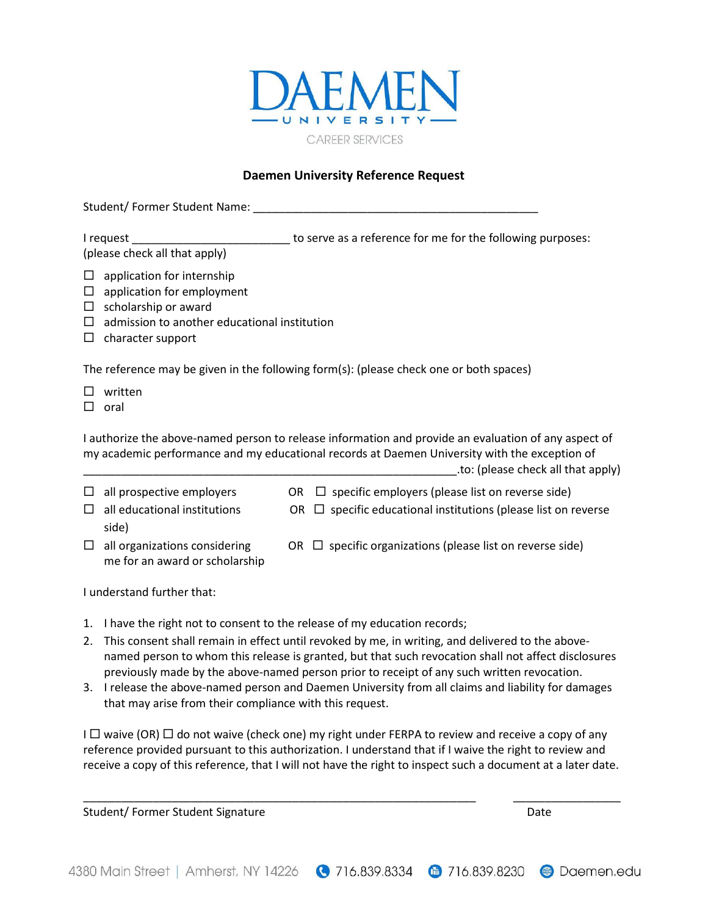DAEMEN

UNIVERSITY

CAREER SERVICES

## Daemen University Reference Request

Student/ Former Student Name: _______________________________________________

I request _________________________ to serve as a reference for me for the following purposes: (please check all that apply)

- ☐ application for internship
- ☐ application for employment
- ☐ scholarship or award
- ☐ admission to another educational institution
- ☐ character support

The reference may be given in the following form(s): (please check one or both spaces)

- ☐ written
- ☐ oral

I authorize the above-named person to release information and provide an evaluation of any aspect of my academic performance and my educational records at Daemen University with the exception of _____________________________________________________________.to: (please check all that apply)

- ☐ all prospective employers OR ☐ specific employers (please list on reverse side)
- ☐ all educational institutions OR ☐ specific educational institutions (please list on reverse side)
- ☐ all organizations considering me for an award or scholarship OR ☐ specific organizations (please list on reverse side)

I understand further that:

1. I have the right not to consent to the release of my education records;
2. This consent shall remain in effect until revoked by me, in writing, and delivered to the above-named person to whom this release is granted, but that such revocation shall not affect disclosures previously made by the above-named person prior to receipt of any such written revocation.
3. I release the above-named person and Daemen University from all claims and liability for damages that may arise from their compliance with this request.

I ☐ waive (OR) ☐ do not waive (check one) my right under FERPA to review and receive a copy of any reference provided pursuant to this authorization. I understand that if I waive the right to review and receive a copy of this reference, that I will not have the right to inspect such a document at a later date.

_________________________________________________________________ _________________

Student/ Former Student Signature Date

4380 Main Street | Amherst, NY 14226 716.839.8334 716.839.8230 Daemen.edu